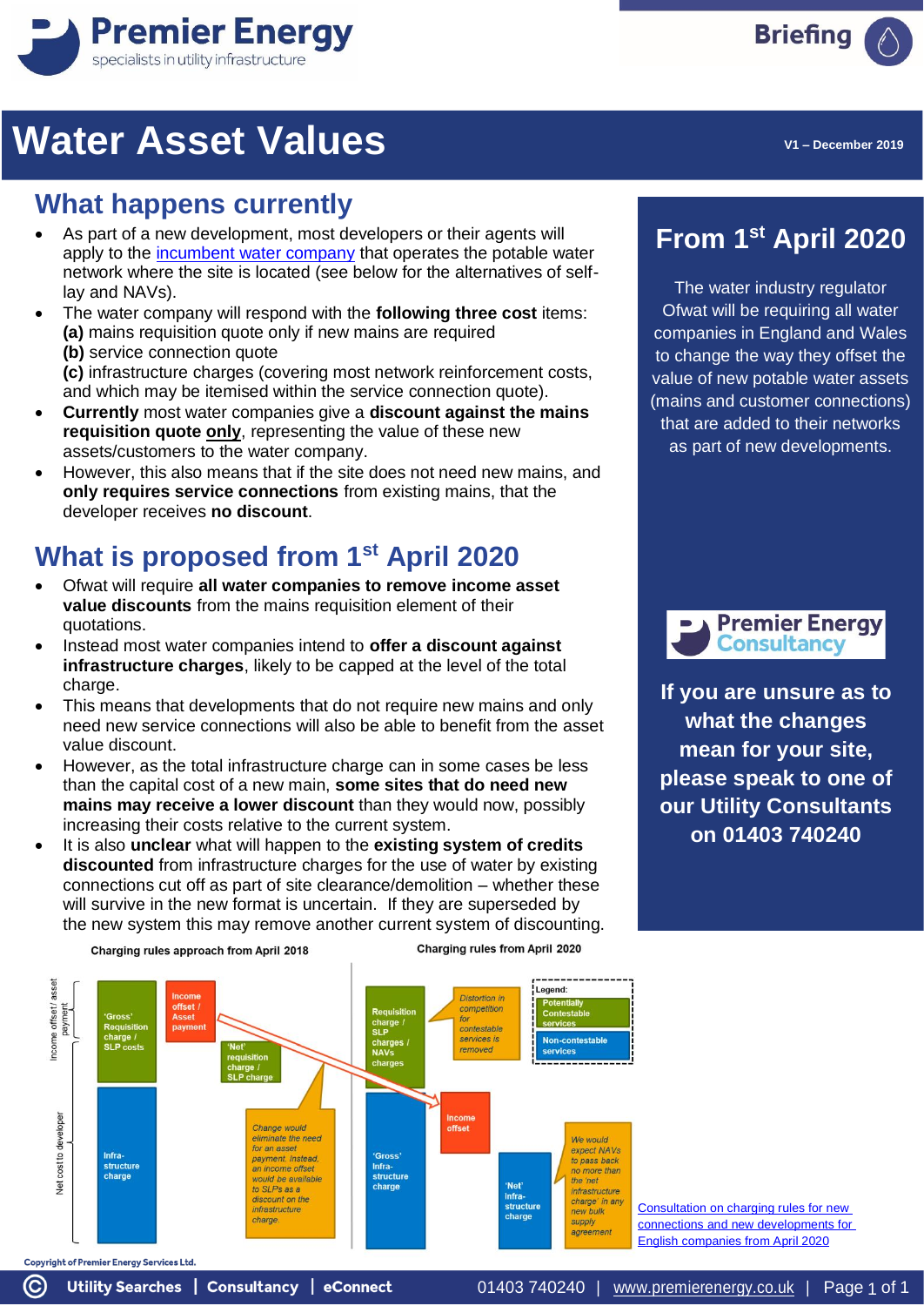Premier Energy
specialists in utility infrastructure

Briefing

# Water Asset Values

V1 – December 2019

## What happens currently

- As part of a new development, most developers or their agents will apply to the incumbent water company that operates the potable water network where the site is located (see below for the alternatives of self-lay and NAVs).
- The water company will respond with the **following three cost** items:
  **(a)** mains requisition quote only if new mains are required
  **(b)** service connection quote
  **(c)** infrastructure charges (covering most network reinforcement costs, and which may be itemised within the service connection quote).
- **Currently** most water companies give a **discount against the mains requisition quote only**, representing the value of these new assets/customers to the water company.
- However, this also means that if the site does not need new mains, and **only requires service connections** from existing mains, that the developer receives **no discount**.

## What is proposed from 1st April 2020

- Ofwat will require **all water companies to remove income asset value discounts** from the mains requisition element of their quotations.
- Instead most water companies intend to **offer a discount against infrastructure charges**, likely to be capped at the level of the total charge.
- This means that developments that do not require new mains and only need new service connections will also be able to benefit from the asset value discount.
- However, as the total infrastructure charge can in some cases be less than the capital cost of a new main, **some sites that do need new mains may receive a lower discount** than they would now, possibly increasing their costs relative to the current system.
- It is also **unclear** what will happen to the **existing system of credits discounted** from infrastructure charges for the use of water by existing connections cut off as part of site clearance/demolition – whether these will survive in the new format is uncertain. If they are superseded by the new system this may remove another current system of discounting.

## From 1st April 2020

The water industry regulator Ofwat will be requiring all water companies in England and Wales to change the way they offset the value of new potable water assets (mains and customer connections) that are added to their networks as part of new developments.

Premier Energy Consultancy

**If you are unsure as to what the changes mean for your site, please speak to one of our Utility Consultants on 01403 740240**

**Charging rules approach from April 2018**

Income offset / asset payment | Net cost to developer

'Gross' Requisition charge / SLP costs

Income offset / Asset payment

'Net' requisition charge / SLP charge

Infra-structure charge

*Change would eliminate the need for an asset payment. Instead, an income offset would be available to SLPs as a discount on the infrastructure charge.*

**Charging rules from April 2020**

Requisition charge / SLP charges / NAVs charges

*Distortion in competition for contestable services is removed*

Legend:
- Potentially Contestable services
- Non-contestable services

Income offset

'Gross' Infra-structure charge

'Net' Infra-structure charge

*We would expect NAVs to pass back no more than the 'net infrastructure charge' in any new bulk supply agreement*

Consultation on charging rules for new connections and new developments for English companies from April 2020

Copyright of Premier Energy Services Ltd.

Utility Searches | Consultancy | eConnect | 01403 740240 | www.premierenergy.co.uk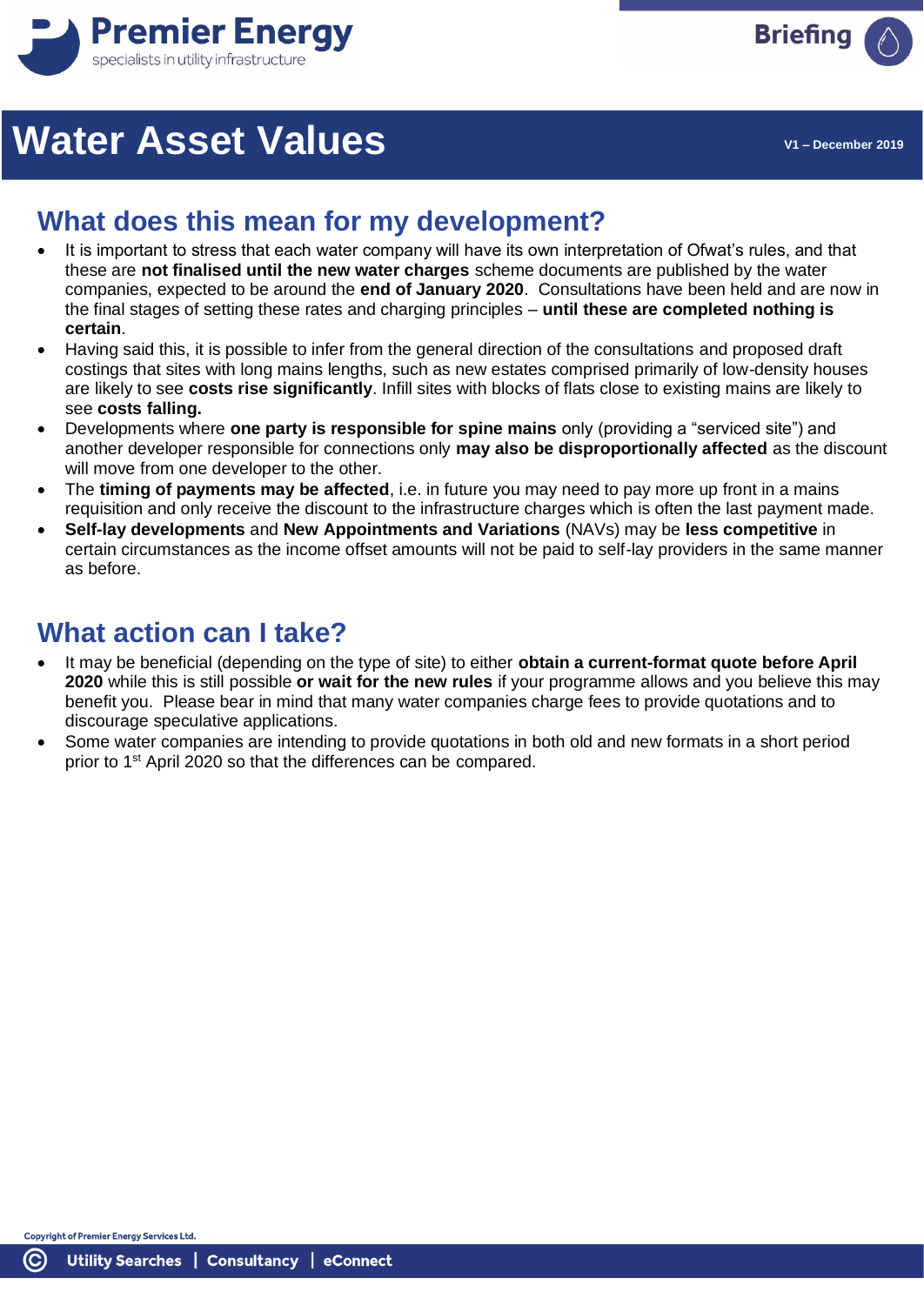# Water Asset Values

V1 – December 2019

## What does this mean for my development?

- It is important to stress that each water company will have its own interpretation of Ofwat's rules, and that these are **not finalised until the new water charges** scheme documents are published by the water companies, expected to be around the **end of January 2020**. Consultations have been held and are now in the final stages of setting these rates and charging principles – **until these are completed nothing is certain**.
- Having said this, it is possible to infer from the general direction of the consultations and proposed draft costings that sites with long mains lengths, such as new estates comprised primarily of low-density houses are likely to see **costs rise significantly**. Infill sites with blocks of flats close to existing mains are likely to see **costs falling.**
- Developments where **one party is responsible for spine mains** only (providing a "serviced site") and another developer responsible for connections only **may also be disproportionally affected** as the discount will move from one developer to the other.
- The **timing of payments may be affected**, i.e. in future you may need to pay more up front in a mains requisition and only receive the discount to the infrastructure charges which is often the last payment made.
- **Self-lay developments** and **New Appointments and Variations** (NAVs) may be **less competitive** in certain circumstances as the income offset amounts will not be paid to self-lay providers in the same manner as before.

## What action can I take?

- It may be beneficial (depending on the type of site) to either **obtain a current-format quote before April 2020** while this is still possible **or wait for the new rules** if your programme allows and you believe this may benefit you. Please bear in mind that many water companies charge fees to provide quotations and to discourage speculative applications.
- Some water companies are intending to provide quotations in both old and new formats in a short period prior to 1st April 2020 so that the differences can be compared.

Copyright of Premier Energy Services Ltd.